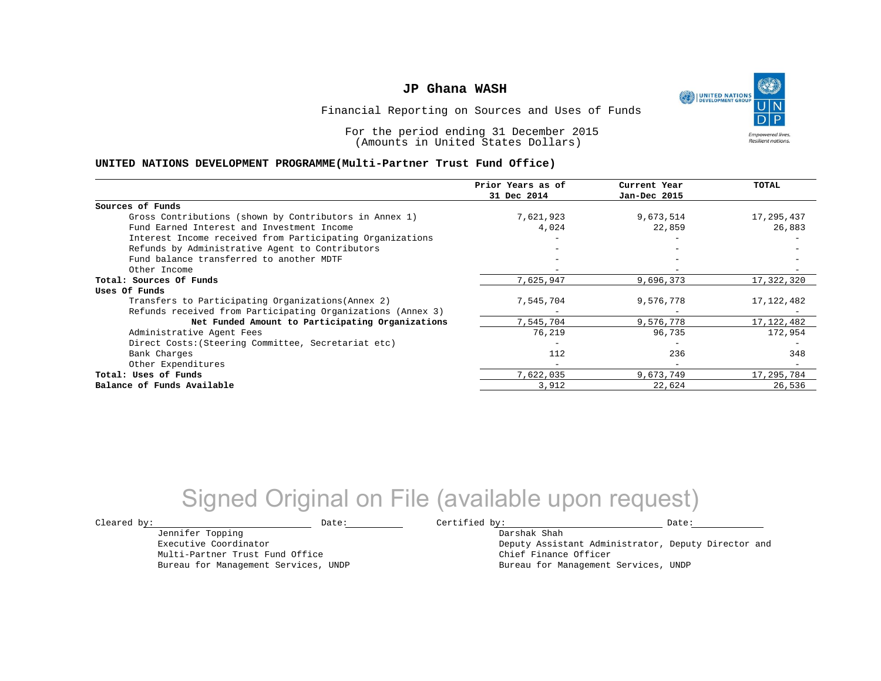# JP Ghana WASH

Financial Reporting on Sources and Uses of Funds

For the period ending 31 December 2015
(Amounts in United States Dollars)

**UNITED NATIONS DEVELOPMENT PROGRAMME(Multi-Partner Trust Fund Office)**

| | Prior Years as of 31 Dec 2014 | Current Year Jan-Dec 2015 | TOTAL |
|---|---|---|---|
| **Sources of Funds** | | | |
| Gross Contributions (shown by Contributors in Annex 1) | 7,621,923 | 9,673,514 | 17,295,437 |
| Fund Earned Interest and Investment Income | 4,024 | 22,859 | 26,883 |
| Interest Income received from Participating Organizations | - | - | - |
| Refunds by Administrative Agent to Contributors | - | - | - |
| Fund balance transferred to another MDTF | - | - | - |
| Other Income | - | - | - |
| **Total: Sources Of Funds** | 7,625,947 | 9,696,373 | 17,322,320 |
| **Uses Of Funds** | | | |
| Transfers to Participating Organizations(Annex 2) | 7,545,704 | 9,576,778 | 17,122,482 |
| Refunds received from Participating Organizations (Annex 3) | - | - | - |
| **Net Funded Amount to Participating Organizations** | 7,545,704 | 9,576,778 | 17,122,482 |
| Administrative Agent Fees | 76,219 | 96,735 | 172,954 |
| Direct Costs:(Steering Committee, Secretariat etc) | - | - | - |
| Bank Charges | 112 | 236 | 348 |
| Other Expenditures | - | - | - |
| **Total: Uses of Funds** | 7,622,035 | 9,673,749 | 17,295,784 |
| **Balance of Funds Available** | 3,912 | 22,624 | 26,536 |

Signed Original on File (available upon request)

Cleared by: ______________________ Date: __________

Jennifer Topping
Executive Coordinator
Multi-Partner Trust Fund Office
Bureau for Management Services, UNDP

Certified by: ______________________ Date: __________

Darshak Shah
Deputy Assistant Administrator, Deputy Director and
Chief Finance Officer
Bureau for Management Services, UNDP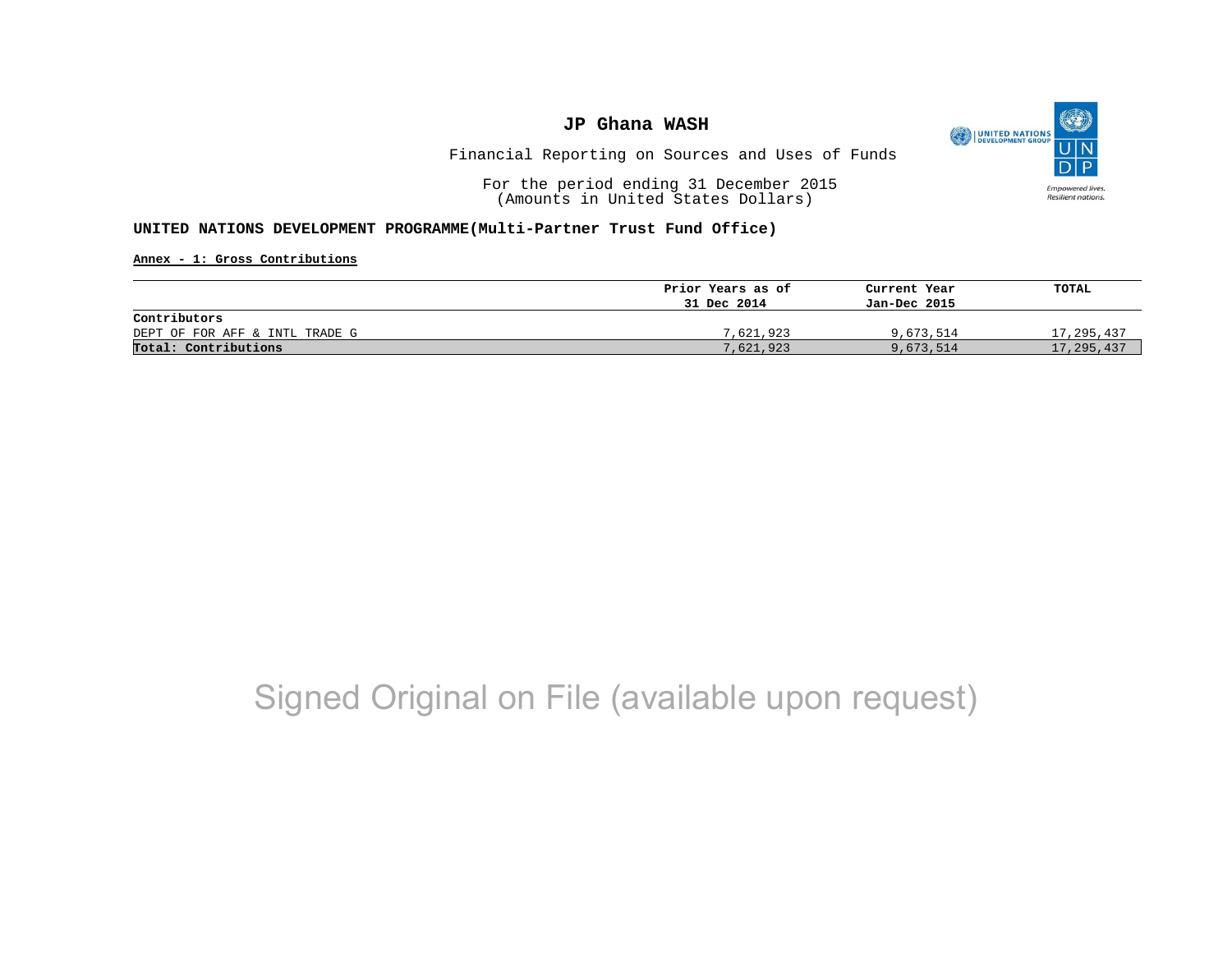# JP Ghana WASH

Financial Reporting on Sources and Uses of Funds

For the period ending 31 December 2015
(Amounts in United States Dollars)

**UNITED NATIONS DEVELOPMENT PROGRAMME(Multi-Partner Trust Fund Office)**

**Annex - 1: Gross Contributions**

| | Prior Years as of 31 Dec 2014 | Current Year Jan-Dec 2015 | TOTAL |
|---|---|---|---|
| **Contributors** | | | |
| DEPT OF FOR AFF & INTL TRADE G | 7,621,923 | 9,673,514 | 17,295,437 |
| **Total: Contributions** | 7,621,923 | 9,673,514 | 17,295,437 |

Signed Original on File (available upon request)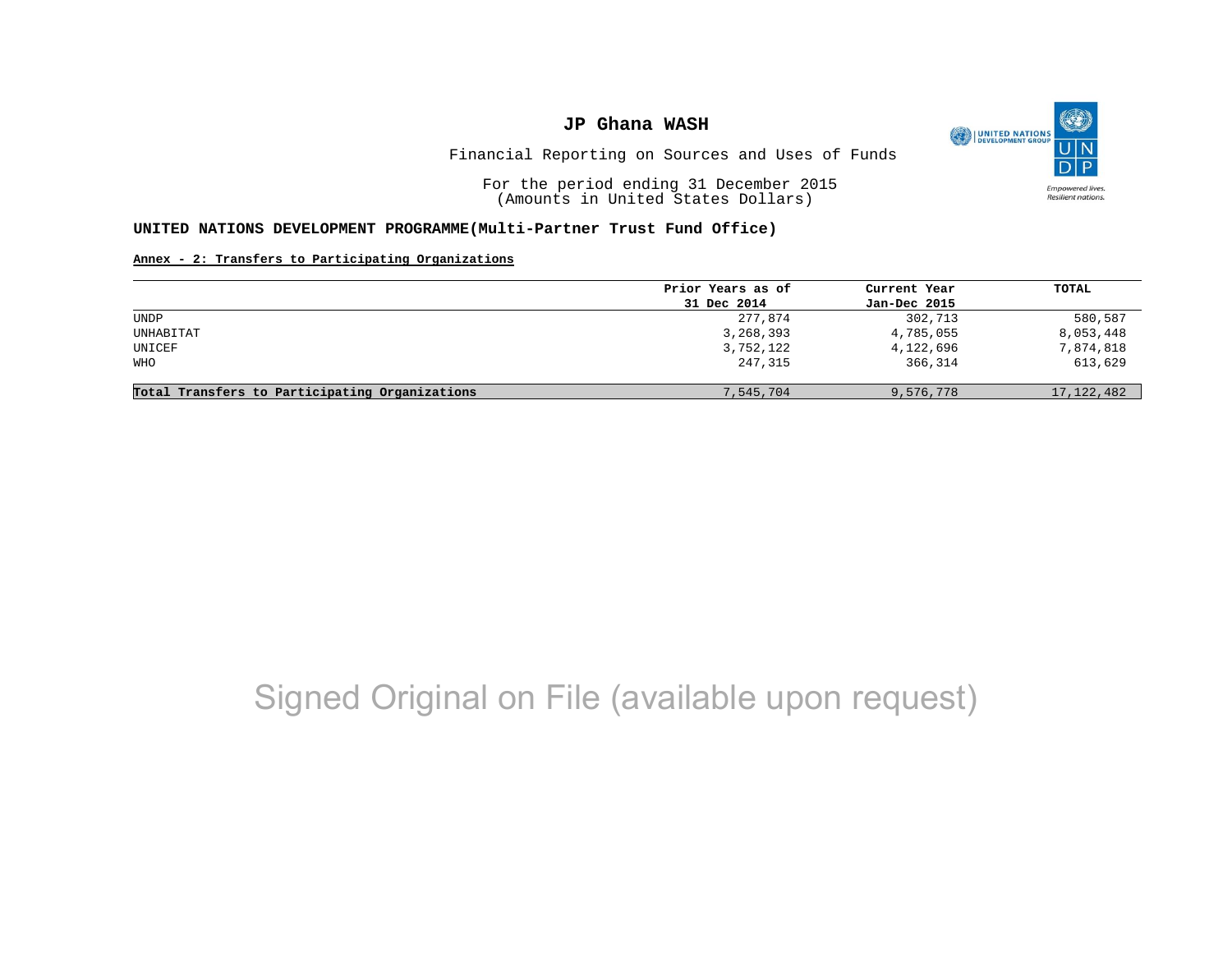# JP Ghana WASH

Financial Reporting on Sources and Uses of Funds

For the period ending 31 December 2015
(Amounts in United States Dollars)

**UNITED NATIONS DEVELOPMENT PROGRAMME(Multi-Partner Trust Fund Office)**

**Annex - 2: Transfers to Participating Organizations**

| | Prior Years as of 31 Dec 2014 | Current Year Jan-Dec 2015 | TOTAL |
|---|---|---|---|
| UNDP | 277,874 | 302,713 | 580,587 |
| UNHABITAT | 3,268,393 | 4,785,055 | 8,053,448 |
| UNICEF | 3,752,122 | 4,122,696 | 7,874,818 |
| WHO | 247,315 | 366,314 | 613,629 |
| **Total Transfers to Participating Organizations** | 7,545,704 | 9,576,778 | 17,122,482 |

Signed Original on File (available upon request)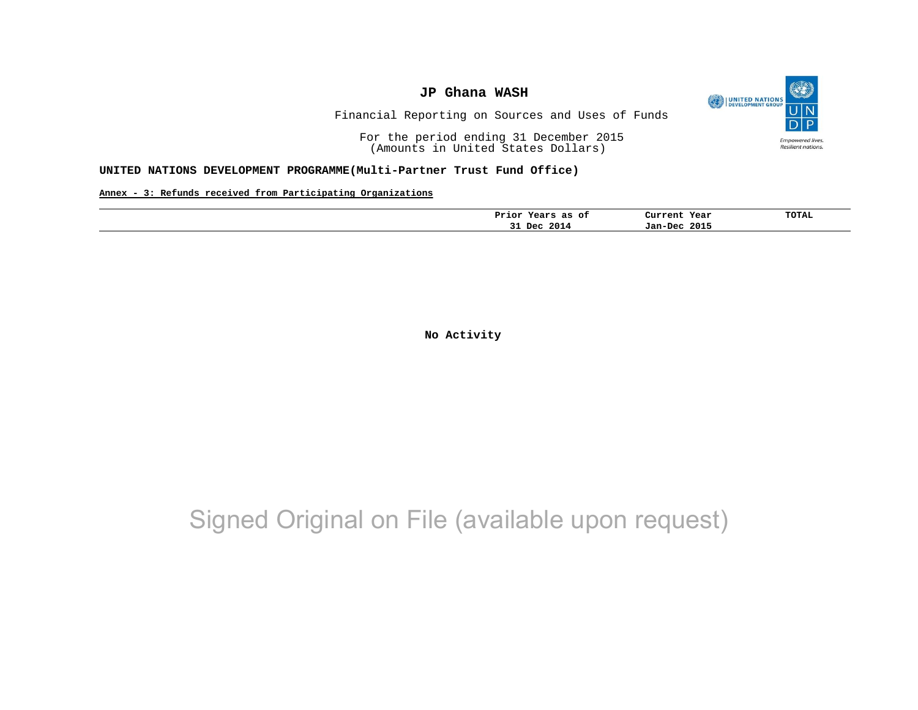# JP Ghana WASH

Financial Reporting on Sources and Uses of Funds

For the period ending 31 December 2015
(Amounts in United States Dollars)

**UNITED NATIONS DEVELOPMENT PROGRAMME(Multi-Partner Trust Fund Office)**

**Annex - 3: Refunds received from Participating Organizations**

| | Prior Years as of 31 Dec 2014 | Current Year Jan-Dec 2015 | TOTAL |
|---|---|---|---|

**No Activity**

Signed Original on File (available upon request)